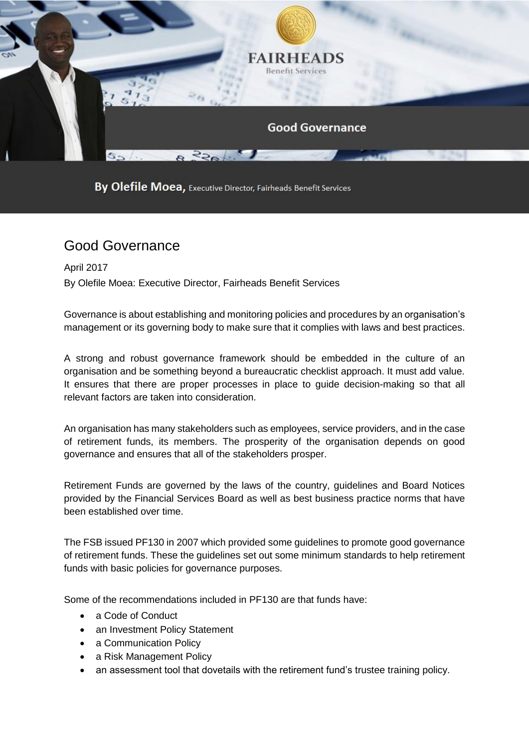FAIRHEADS
Benefit Services

Good Governance

By Olefile Moea, Executive Director, Fairheads Benefit Services

# Good Governance

April 2017

By Olefile Moea: Executive Director, Fairheads Benefit Services

Governance is about establishing and monitoring policies and procedures by an organisation's management or its governing body to make sure that it complies with laws and best practices.

A strong and robust governance framework should be embedded in the culture of an organisation and be something beyond a bureaucratic checklist approach. It must add value. It ensures that there are proper processes in place to guide decision-making so that all relevant factors are taken into consideration.

An organisation has many stakeholders such as employees, service providers, and in the case of retirement funds, its members. The prosperity of the organisation depends on good governance and ensures that all of the stakeholders prosper.

Retirement Funds are governed by the laws of the country, guidelines and Board Notices provided by the Financial Services Board as well as best business practice norms that have been established over time.

The FSB issued PF130 in 2007 which provided some guidelines to promote good governance of retirement funds. These the guidelines set out some minimum standards to help retirement funds with basic policies for governance purposes.

Some of the recommendations included in PF130 are that funds have:

- a Code of Conduct
- an Investment Policy Statement
- a Communication Policy
- a Risk Management Policy
- an assessment tool that dovetails with the retirement fund's trustee training policy.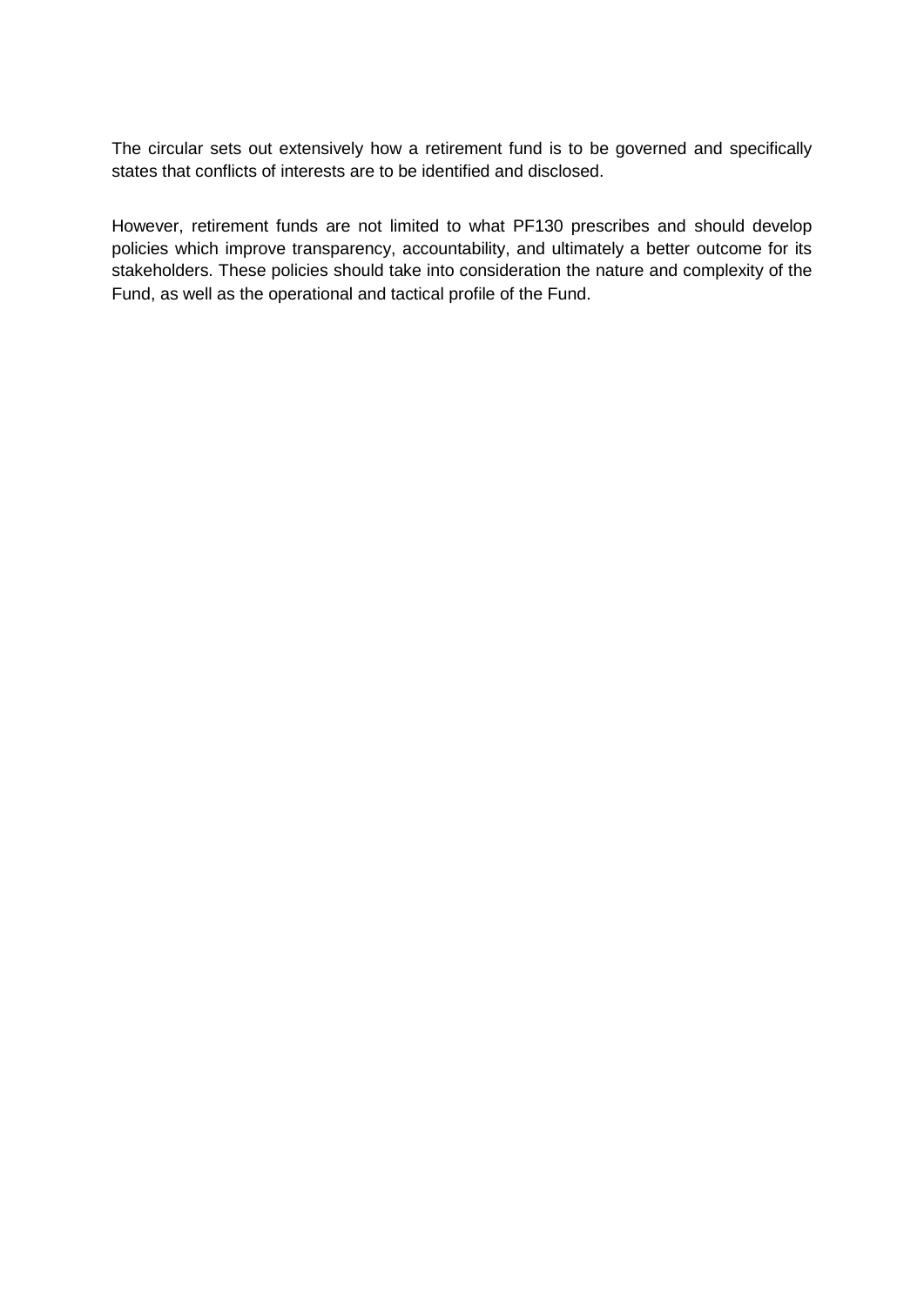The circular sets out extensively how a retirement fund is to be governed and specifically states that conflicts of interests are to be identified and disclosed.

However, retirement funds are not limited to what PF130 prescribes and should develop policies which improve transparency, accountability, and ultimately a better outcome for its stakeholders. These policies should take into consideration the nature and complexity of the Fund, as well as the operational and tactical profile of the Fund.